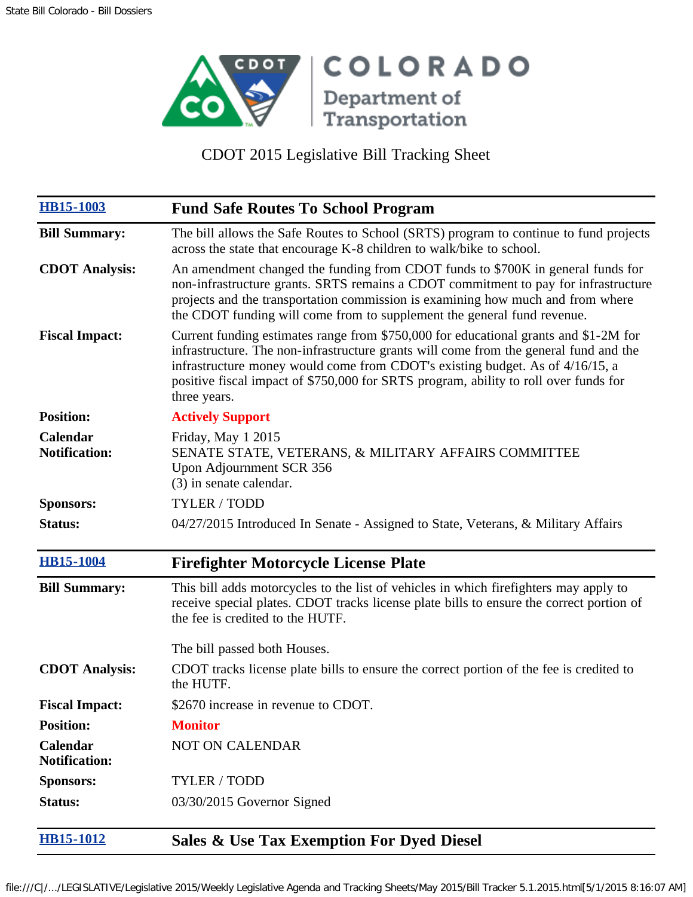COLORADO
Department of Transportation

CDOT 2015 Legislative Bill Tracking Sheet

## HB15-1003 — Fund Safe Routes To School Program

| | |
|---|---|
| **Bill Summary:** | The bill allows the Safe Routes to School (SRTS) program to continue to fund projects across the state that encourage K-8 children to walk/bike to school. |
| **CDOT Analysis:** | An amendment changed the funding from CDOT funds to $700K in general funds for non-infrastructure grants. SRTS remains a CDOT commitment to pay for infrastructure projects and the transportation commission is examining how much and from where the CDOT funding will come from to supplement the general fund revenue. |
| **Fiscal Impact:** | Current funding estimates range from $750,000 for educational grants and $1-2M for infrastructure. The non-infrastructure grants will come from the general fund and the infrastructure money would come from CDOT's existing budget. As of 4/16/15, a positive fiscal impact of $750,000 for SRTS program, ability to roll over funds for three years. |
| **Position:** | **Actively Support** |
| **Calendar Notification:** | Friday, May 1 2015<br>SENATE STATE, VETERANS, & MILITARY AFFAIRS COMMITTEE<br>Upon Adjournment SCR 356<br>(3) in senate calendar. |
| **Sponsors:** | TYLER / TODD |
| **Status:** | 04/27/2015 Introduced In Senate - Assigned to State, Veterans, & Military Affairs |

## HB15-1004 — Firefighter Motorcycle License Plate

| | |
|---|---|
| **Bill Summary:** | This bill adds motorcycles to the list of vehicles in which firefighters may apply to receive special plates. CDOT tracks license plate bills to ensure the correct portion of the fee is credited to the HUTF.<br><br>The bill passed both Houses. |
| **CDOT Analysis:** | CDOT tracks license plate bills to ensure the correct portion of the fee is credited to the HUTF. |
| **Fiscal Impact:** | $2670 increase in revenue to CDOT. |
| **Position:** | **Monitor** |
| **Calendar Notification:** | NOT ON CALENDAR |
| **Sponsors:** | TYLER / TODD |
| **Status:** | 03/30/2015 Governor Signed |

## HB15-1012 — Sales & Use Tax Exemption For Dyed Diesel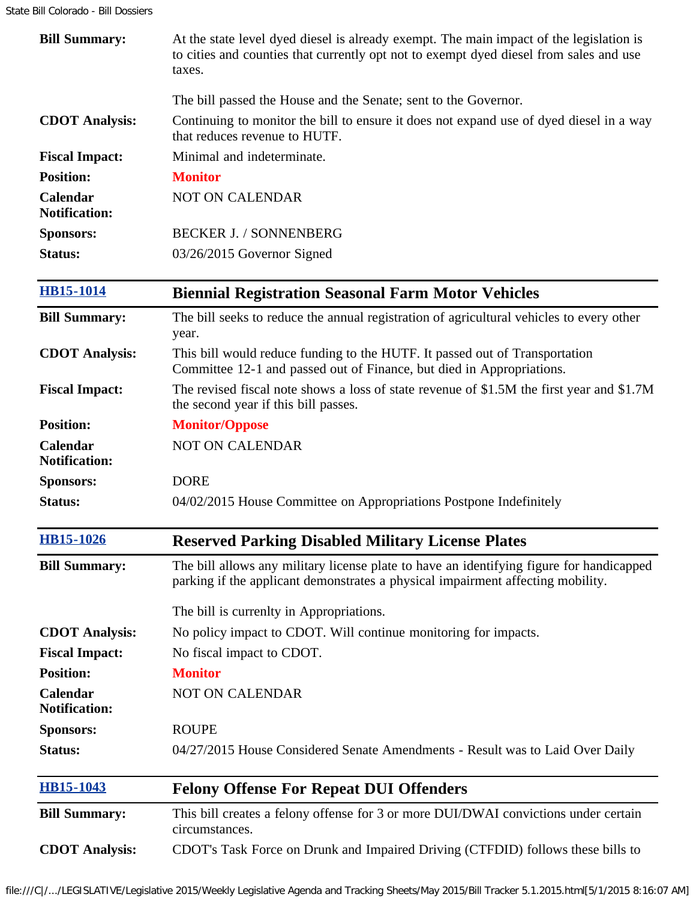| | |
|---|---|
| **Bill Summary:** | At the state level dyed diesel is already exempt. The main impact of the legislation is to cities and counties that currently opt not to exempt dyed diesel from sales and use taxes.<br><br>The bill passed the House and the Senate; sent to the Governor. |
| **CDOT Analysis:** | Continuing to monitor the bill to ensure it does not expand use of dyed diesel in a way that reduces revenue to HUTF. |
| **Fiscal Impact:** | Minimal and indeterminate. |
| **Position:** | **Monitor** |
| **Calendar Notification:** | NOT ON CALENDAR |
| **Sponsors:** | BECKER J. / SONNENBERG |
| **Status:** | 03/26/2015 Governor Signed |

| **HB15-1014** | **Biennial Registration Seasonal Farm Motor Vehicles** |
|---|---|
| **Bill Summary:** | The bill seeks to reduce the annual registration of agricultural vehicles to every other year. |
| **CDOT Analysis:** | This bill would reduce funding to the HUTF. It passed out of Transportation Committee 12-1 and passed out of Finance, but died in Appropriations. |
| **Fiscal Impact:** | The revised fiscal note shows a loss of state revenue of $1.5M the first year and $1.7M the second year if this bill passes. |
| **Position:** | **Monitor/Oppose** |
| **Calendar Notification:** | NOT ON CALENDAR |
| **Sponsors:** | DORE |
| **Status:** | 04/02/2015 House Committee on Appropriations Postpone Indefinitely |

| **HB15-1026** | **Reserved Parking Disabled Military License Plates** |
|---|---|
| **Bill Summary:** | The bill allows any military license plate to have an identifying figure for handicapped parking if the applicant demonstrates a physical impairment affecting mobility.<br><br>The bill is currenlty in Appropriations. |
| **CDOT Analysis:** | No policy impact to CDOT. Will continue monitoring for impacts. |
| **Fiscal Impact:** | No fiscal impact to CDOT. |
| **Position:** | **Monitor** |
| **Calendar Notification:** | NOT ON CALENDAR |
| **Sponsors:** | ROUPE |
| **Status:** | 04/27/2015 House Considered Senate Amendments - Result was to Laid Over Daily |

| **HB15-1043** | **Felony Offense For Repeat DUI Offenders** |
|---|---|
| **Bill Summary:** | This bill creates a felony offense for 3 or more DUI/DWAI convictions under certain circumstances. |
| **CDOT Analysis:** | CDOT's Task Force on Drunk and Impaired Driving (CTFDID) follows these bills to |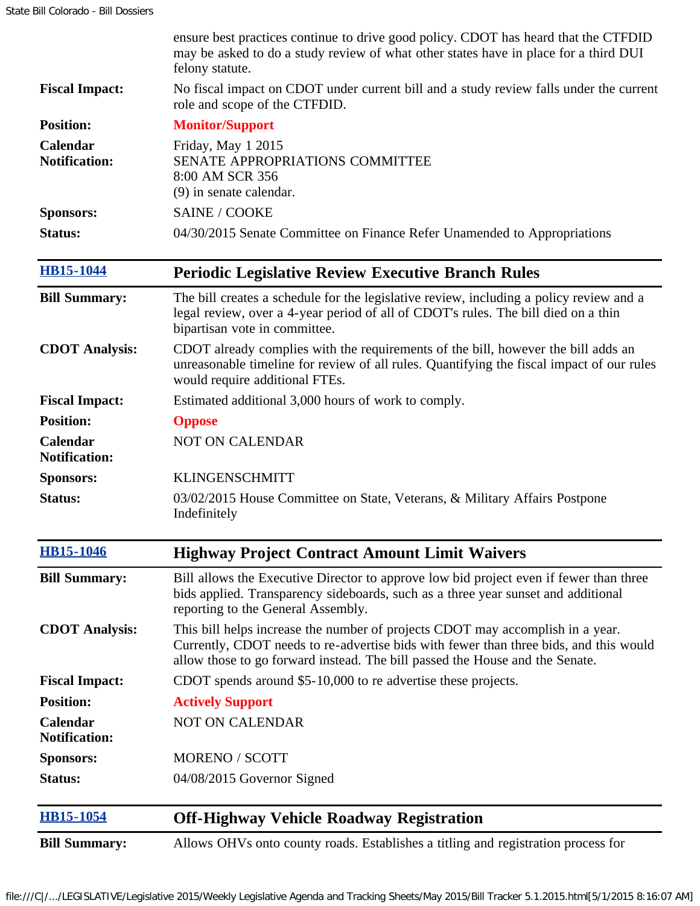ensure best practices continue to drive good policy. CDOT has heard that the CTFDID may be asked to do a study review of what other states have in place for a third DUI felony statute.

| | |
|---|---|
| **Fiscal Impact:** | No fiscal impact on CDOT under current bill and a study review falls under the current role and scope of the CTFDID. |
| **Position:** | **Monitor/Support** |
| **Calendar Notification:** | Friday, May 1 2015<br>SENATE APPROPRIATIONS COMMITTEE<br>8:00 AM SCR 356<br>(9) in senate calendar. |
| **Sponsors:** | SAINE / COOKE |
| **Status:** | 04/30/2015 Senate Committee on Finance Refer Unamended to Appropriations |

| HB15-1044 | Periodic Legislative Review Executive Branch Rules |
|---|---|
| **Bill Summary:** | The bill creates a schedule for the legislative review, including a policy review and a legal review, over a 4-year period of all of CDOT's rules. The bill died on a thin bipartisan vote in committee. |
| **CDOT Analysis:** | CDOT already complies with the requirements of the bill, however the bill adds an unreasonable timeline for review of all rules. Quantifying the fiscal impact of our rules would require additional FTEs. |
| **Fiscal Impact:** | Estimated additional 3,000 hours of work to comply. |
| **Position:** | **Oppose** |
| **Calendar Notification:** | NOT ON CALENDAR |
| **Sponsors:** | KLINGENSCHMITT |
| **Status:** | 03/02/2015 House Committee on State, Veterans, & Military Affairs Postpone Indefinitely |

| HB15-1046 | Highway Project Contract Amount Limit Waivers |
|---|---|
| **Bill Summary:** | Bill allows the Executive Director to approve low bid project even if fewer than three bids applied. Transparency sideboards, such as a three year sunset and additional reporting to the General Assembly. |
| **CDOT Analysis:** | This bill helps increase the number of projects CDOT may accomplish in a year. Currently, CDOT needs to re-advertise bids with fewer than three bids, and this would allow those to go forward instead. The bill passed the House and the Senate. |
| **Fiscal Impact:** | CDOT spends around $5-10,000 to re advertise these projects. |
| **Position:** | **Actively Support** |
| **Calendar Notification:** | NOT ON CALENDAR |
| **Sponsors:** | MORENO / SCOTT |
| **Status:** | 04/08/2015 Governor Signed |

| HB15-1054 | Off-Highway Vehicle Roadway Registration |
|---|---|
| **Bill Summary:** | Allows OHVs onto county roads. Establishes a titling and registration process for |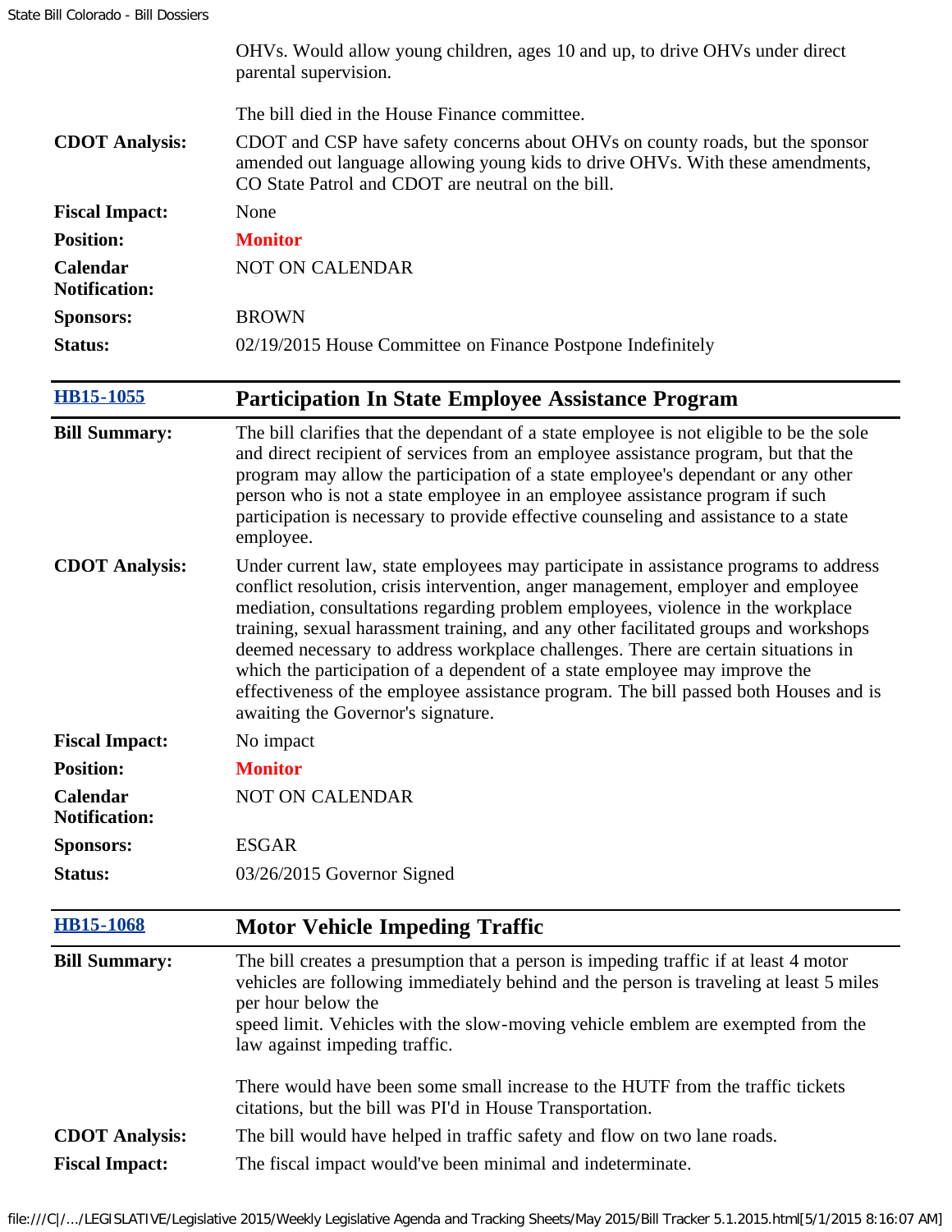| | |
|---|---|
| | OHVs. Would allow young children, ages 10 and up, to drive OHVs under direct parental supervision.<br><br>The bill died in the House Finance committee. |
| **CDOT Analysis:** | CDOT and CSP have safety concerns about OHVs on county roads, but the sponsor amended out language allowing young kids to drive OHVs. With these amendments, CO State Patrol and CDOT are neutral on the bill. |
| **Fiscal Impact:** | None |
| **Position:** | **Monitor** |
| **Calendar Notification:** | NOT ON CALENDAR |
| **Sponsors:** | BROWN |
| **Status:** | 02/19/2015 House Committee on Finance Postpone Indefinitely |

| [HB15-1055](HB15-1055) | **Participation In State Employee Assistance Program** |
|---|---|
| **Bill Summary:** | The bill clarifies that the dependant of a state employee is not eligible to be the sole and direct recipient of services from an employee assistance program, but that the program may allow the participation of a state employee's dependant or any other person who is not a state employee in an employee assistance program if such participation is necessary to provide effective counseling and assistance to a state employee. |
| **CDOT Analysis:** | Under current law, state employees may participate in assistance programs to address conflict resolution, crisis intervention, anger management, employer and employee mediation, consultations regarding problem employees, violence in the workplace training, sexual harassment training, and any other facilitated groups and workshops deemed necessary to address workplace challenges. There are certain situations in which the participation of a dependent of a state employee may improve the effectiveness of the employee assistance program. The bill passed both Houses and is awaiting the Governor's signature. |
| **Fiscal Impact:** | No impact |
| **Position:** | **Monitor** |
| **Calendar Notification:** | NOT ON CALENDAR |
| **Sponsors:** | ESGAR |
| **Status:** | 03/26/2015 Governor Signed |

| [HB15-1068](HB15-1068) | **Motor Vehicle Impeding Traffic** |
|---|---|
| **Bill Summary:** | The bill creates a presumption that a person is impeding traffic if at least 4 motor vehicles are following immediately behind and the person is traveling at least 5 miles per hour below the<br>speed limit. Vehicles with the slow-moving vehicle emblem are exempted from the law against impeding traffic.<br><br>There would have been some small increase to the HUTF from the traffic tickets citations, but the bill was PI'd in House Transportation. |
| **CDOT Analysis:** | The bill would have helped in traffic safety and flow on two lane roads. |
| **Fiscal Impact:** | The fiscal impact would've been minimal and indeterminate. |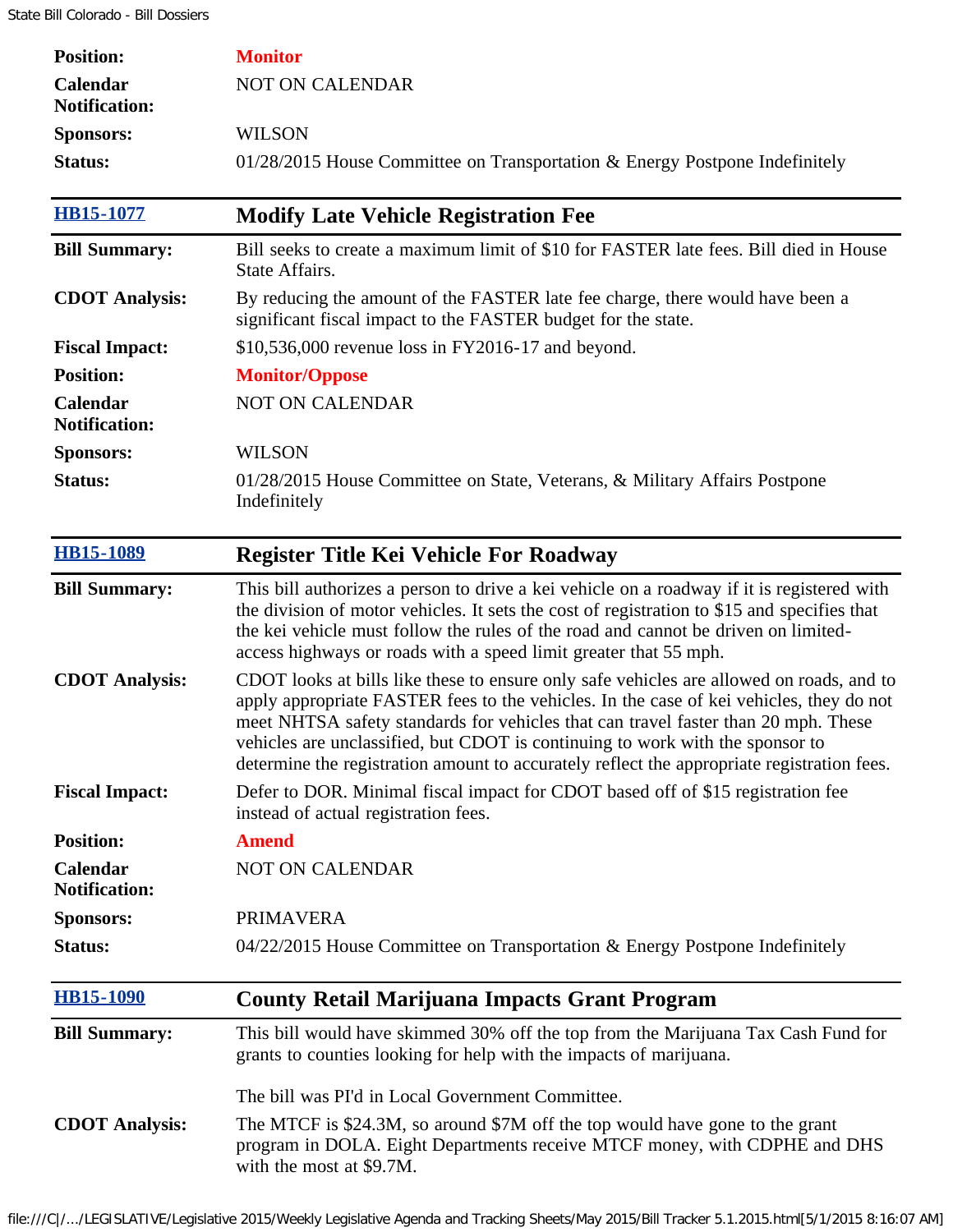| | |
|---|---|
| **Position:** | **Monitor** |
| **Calendar Notification:** | NOT ON CALENDAR |
| **Sponsors:** | WILSON |
| **Status:** | 01/28/2015 House Committee on Transportation & Energy Postpone Indefinitely |

| [HB15-1077](#) | **Modify Late Vehicle Registration Fee** |
|---|---|
| **Bill Summary:** | Bill seeks to create a maximum limit of $10 for FASTER late fees. Bill died in House State Affairs. |
| **CDOT Analysis:** | By reducing the amount of the FASTER late fee charge, there would have been a significant fiscal impact to the FASTER budget for the state. |
| **Fiscal Impact:** | $10,536,000 revenue loss in FY2016-17 and beyond. |
| **Position:** | **Monitor/Oppose** |
| **Calendar Notification:** | NOT ON CALENDAR |
| **Sponsors:** | WILSON |
| **Status:** | 01/28/2015 House Committee on State, Veterans, & Military Affairs Postpone Indefinitely |

| [HB15-1089](#) | **Register Title Kei Vehicle For Roadway** |
|---|---|
| **Bill Summary:** | This bill authorizes a person to drive a kei vehicle on a roadway if it is registered with the division of motor vehicles. It sets the cost of registration to $15 and specifies that the kei vehicle must follow the rules of the road and cannot be driven on limited-access highways or roads with a speed limit greater that 55 mph. |
| **CDOT Analysis:** | CDOT looks at bills like these to ensure only safe vehicles are allowed on roads, and to apply appropriate FASTER fees to the vehicles. In the case of kei vehicles, they do not meet NHTSA safety standards for vehicles that can travel faster than 20 mph. These vehicles are unclassified, but CDOT is continuing to work with the sponsor to determine the registration amount to accurately reflect the appropriate registration fees. |
| **Fiscal Impact:** | Defer to DOR. Minimal fiscal impact for CDOT based off of $15 registration fee instead of actual registration fees. |
| **Position:** | **Amend** |
| **Calendar Notification:** | NOT ON CALENDAR |
| **Sponsors:** | PRIMAVERA |
| **Status:** | 04/22/2015 House Committee on Transportation & Energy Postpone Indefinitely |

| [HB15-1090](#) | **County Retail Marijuana Impacts Grant Program** |
|---|---|
| **Bill Summary:** | This bill would have skimmed 30% off the top from the Marijuana Tax Cash Fund for grants to counties looking for help with the impacts of marijuana.<br><br>The bill was PI'd in Local Government Committee. |
| **CDOT Analysis:** | The MTCF is $24.3M, so around $7M off the top would have gone to the grant program in DOLA. Eight Departments receive MTCF money, with CDPHE and DHS with the most at $9.7M. |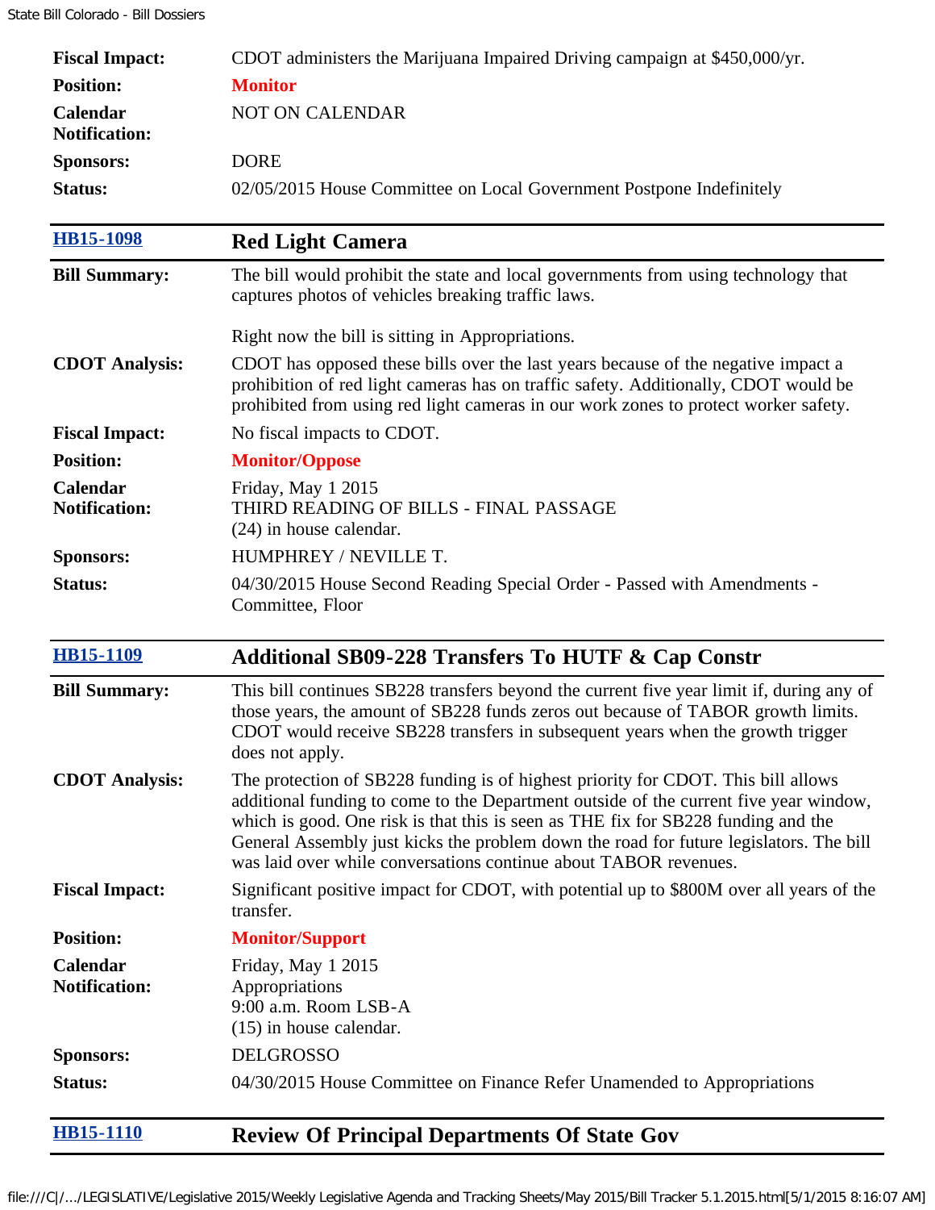| | |
|---|---|
| **Fiscal Impact:** | CDOT administers the Marijuana Impaired Driving campaign at $450,000/yr. |
| **Position:** | **Monitor** |
| **Calendar Notification:** | NOT ON CALENDAR |
| **Sponsors:** | DORE |
| **Status:** | 02/05/2015 House Committee on Local Government Postpone Indefinitely |

| [HB15-1098](HB15-1098) | **Red Light Camera** |
|---|---|
| **Bill Summary:** | The bill would prohibit the state and local governments from using technology that captures photos of vehicles breaking traffic laws.<br><br>Right now the bill is sitting in Appropriations. |
| **CDOT Analysis:** | CDOT has opposed these bills over the last years because of the negative impact a prohibition of red light cameras has on traffic safety. Additionally, CDOT would be prohibited from using red light cameras in our work zones to protect worker safety. |
| **Fiscal Impact:** | No fiscal impacts to CDOT. |
| **Position:** | **Monitor/Oppose** |
| **Calendar Notification:** | Friday, May 1 2015<br>THIRD READING OF BILLS - FINAL PASSAGE<br>(24) in house calendar. |
| **Sponsors:** | HUMPHREY / NEVILLE T. |
| **Status:** | 04/30/2015 House Second Reading Special Order - Passed with Amendments - Committee, Floor |

| [HB15-1109](HB15-1109) | **Additional SB09-228 Transfers To HUTF & Cap Constr** |
|---|---|
| **Bill Summary:** | This bill continues SB228 transfers beyond the current five year limit if, during any of those years, the amount of SB228 funds zeros out because of TABOR growth limits. CDOT would receive SB228 transfers in subsequent years when the growth trigger does not apply. |
| **CDOT Analysis:** | The protection of SB228 funding is of highest priority for CDOT. This bill allows additional funding to come to the Department outside of the current five year window, which is good. One risk is that this is seen as THE fix for SB228 funding and the General Assembly just kicks the problem down the road for future legislators. The bill was laid over while conversations continue about TABOR revenues. |
| **Fiscal Impact:** | Significant positive impact for CDOT, with potential up to $800M over all years of the transfer. |
| **Position:** | **Monitor/Support** |
| **Calendar Notification:** | Friday, May 1 2015<br>Appropriations<br>9:00 a.m. Room LSB-A<br>(15) in house calendar. |
| **Sponsors:** | DELGROSSO |
| **Status:** | 04/30/2015 House Committee on Finance Refer Unamended to Appropriations |

| [HB15-1110](HB15-1110) | **Review Of Principal Departments Of State Gov** |
|---|---|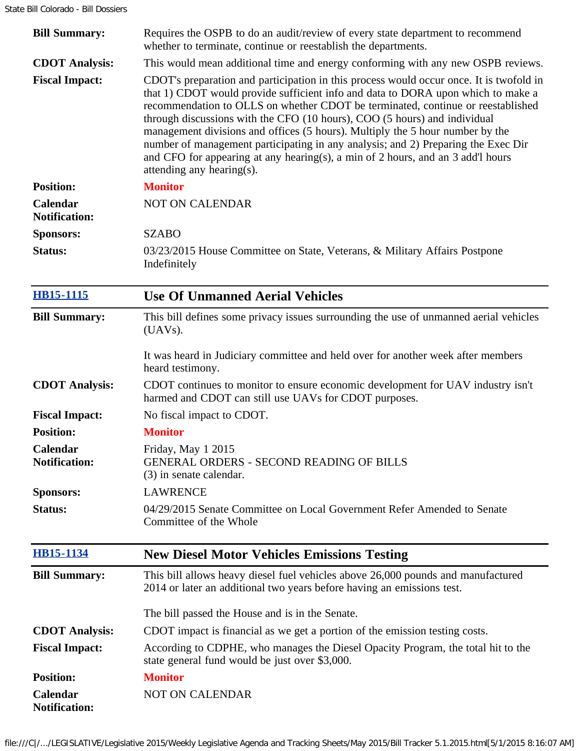| | |
|---|---|
| **Bill Summary:** | Requires the OSPB to do an audit/review of every state department to recommend whether to terminate, continue or reestablish the departments. |
| **CDOT Analysis:** | This would mean additional time and energy conforming with any new OSPB reviews. |
| **Fiscal Impact:** | CDOT's preparation and participation in this process would occur once. It is twofold in that 1) CDOT would provide sufficient info and data to DORA upon which to make a recommendation to OLLS on whether CDOT be terminated, continue or reestablished through discussions with the CFO (10 hours), COO (5 hours) and individual management divisions and offices (5 hours). Multiply the 5 hour number by the number of management participating in any analysis; and 2) Preparing the Exec Dir and CFO for appearing at any hearing(s), a min of 2 hours, and an 3 add'l hours attending any hearing(s). |
| **Position:** | **Monitor** |
| **Calendar Notification:** | NOT ON CALENDAR |
| **Sponsors:** | SZABO |
| **Status:** | 03/23/2015 House Committee on State, Veterans, & Military Affairs Postpone Indefinitely |

| **HB15-1115** | **Use Of Unmanned Aerial Vehicles** |
|---|---|
| **Bill Summary:** | This bill defines some privacy issues surrounding the use of unmanned aerial vehicles (UAVs).<br><br>It was heard in Judiciary committee and held over for another week after members heard testimony. |
| **CDOT Analysis:** | CDOT continues to monitor to ensure economic development for UAV industry isn't harmed and CDOT can still use UAVs for CDOT purposes. |
| **Fiscal Impact:** | No fiscal impact to CDOT. |
| **Position:** | **Monitor** |
| **Calendar Notification:** | Friday, May 1 2015<br>GENERAL ORDERS - SECOND READING OF BILLS<br>(3) in senate calendar. |
| **Sponsors:** | LAWRENCE |
| **Status:** | 04/29/2015 Senate Committee on Local Government Refer Amended to Senate Committee of the Whole |

| **HB15-1134** | **New Diesel Motor Vehicles Emissions Testing** |
|---|---|
| **Bill Summary:** | This bill allows heavy diesel fuel vehicles above 26,000 pounds and manufactured 2014 or later an additional two years before having an emissions test.<br><br>The bill passed the House and is in the Senate. |
| **CDOT Analysis:** | CDOT impact is financial as we get a portion of the emission testing costs. |
| **Fiscal Impact:** | According to CDPHE, who manages the Diesel Opacity Program, the total hit to the state general fund would be just over $3,000. |
| **Position:** | **Monitor** |
| **Calendar Notification:** | NOT ON CALENDAR |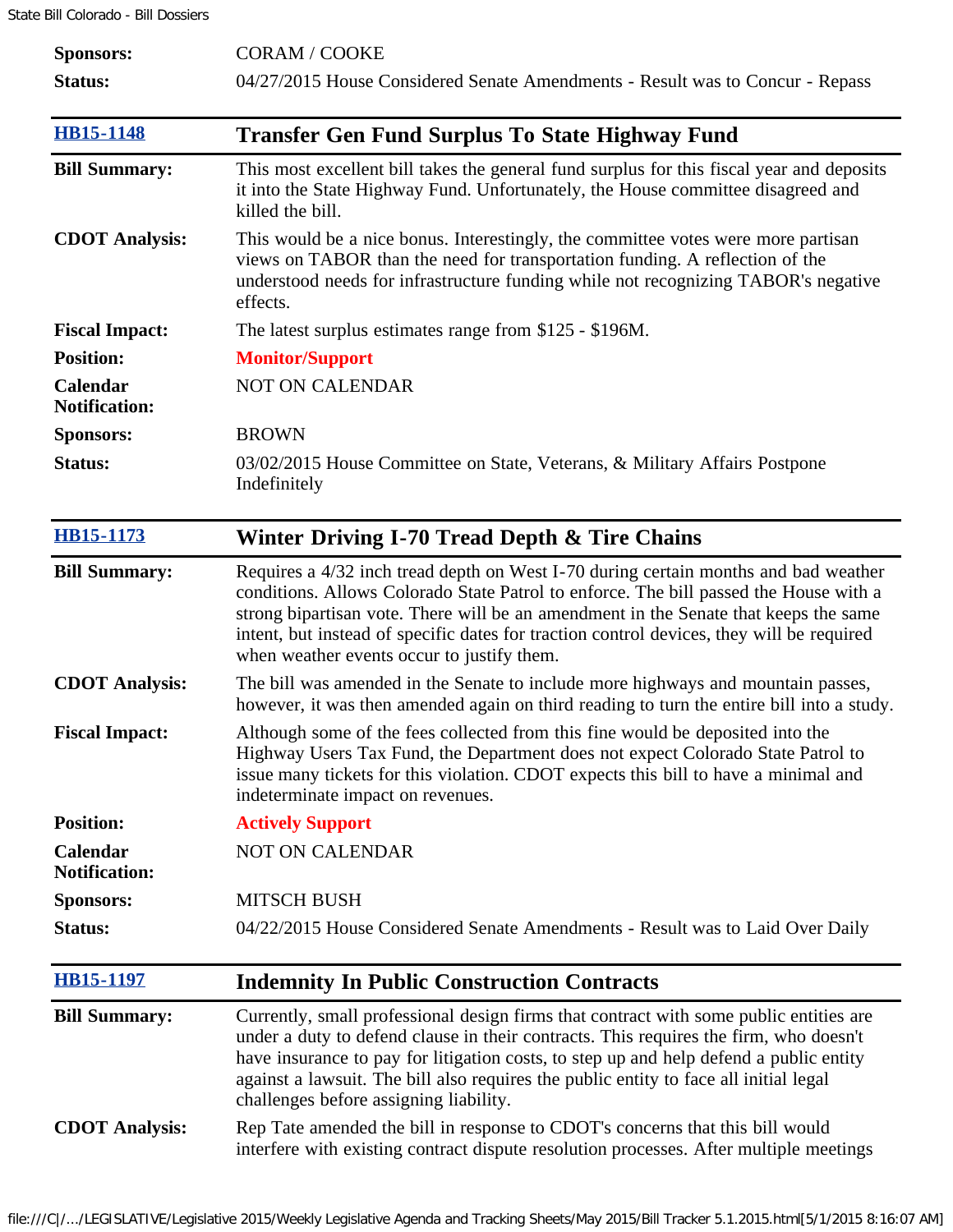| | |
|---|---|
| **Sponsors:** | CORAM / COOKE |
| **Status:** | 04/27/2015 House Considered Senate Amendments - Result was to Concur - Repass |

| [HB15-1148](#) | **Transfer Gen Fund Surplus To State Highway Fund** |
|---|---|
| **Bill Summary:** | This most excellent bill takes the general fund surplus for this fiscal year and deposits it into the State Highway Fund. Unfortunately, the House committee disagreed and killed the bill. |
| **CDOT Analysis:** | This would be a nice bonus. Interestingly, the committee votes were more partisan views on TABOR than the need for transportation funding. A reflection of the understood needs for infrastructure funding while not recognizing TABOR's negative effects. |
| **Fiscal Impact:** | The latest surplus estimates range from $125 - $196M. |
| **Position:** | **Monitor/Support** |
| **Calendar Notification:** | NOT ON CALENDAR |
| **Sponsors:** | BROWN |
| **Status:** | 03/02/2015 House Committee on State, Veterans, & Military Affairs Postpone Indefinitely |

| [HB15-1173](#) | **Winter Driving I-70 Tread Depth & Tire Chains** |
|---|---|
| **Bill Summary:** | Requires a 4/32 inch tread depth on West I-70 during certain months and bad weather conditions. Allows Colorado State Patrol to enforce. The bill passed the House with a strong bipartisan vote. There will be an amendment in the Senate that keeps the same intent, but instead of specific dates for traction control devices, they will be required when weather events occur to justify them. |
| **CDOT Analysis:** | The bill was amended in the Senate to include more highways and mountain passes, however, it was then amended again on third reading to turn the entire bill into a study. |
| **Fiscal Impact:** | Although some of the fees collected from this fine would be deposited into the Highway Users Tax Fund, the Department does not expect Colorado State Patrol to issue many tickets for this violation. CDOT expects this bill to have a minimal and indeterminate impact on revenues. |
| **Position:** | **Actively Support** |
| **Calendar Notification:** | NOT ON CALENDAR |
| **Sponsors:** | MITSCH BUSH |
| **Status:** | 04/22/2015 House Considered Senate Amendments - Result was to Laid Over Daily |

| [HB15-1197](#) | **Indemnity In Public Construction Contracts** |
|---|---|
| **Bill Summary:** | Currently, small professional design firms that contract with some public entities are under a duty to defend clause in their contracts. This requires the firm, who doesn't have insurance to pay for litigation costs, to step up and help defend a public entity against a lawsuit. The bill also requires the public entity to face all initial legal challenges before assigning liability. |
| **CDOT Analysis:** | Rep Tate amended the bill in response to CDOT's concerns that this bill would interfere with existing contract dispute resolution processes. After multiple meetings |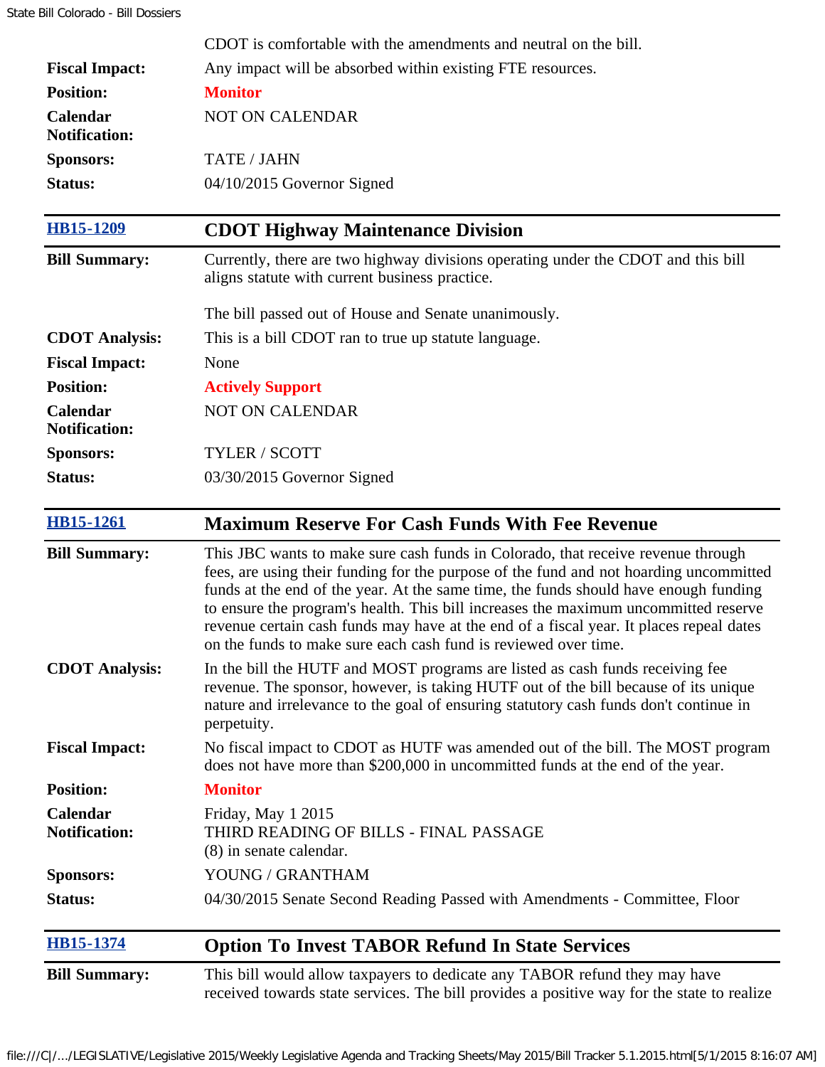| | |
|---|---|
| | CDOT is comfortable with the amendments and neutral on the bill. |
| **Fiscal Impact:** | Any impact will be absorbed within existing FTE resources. |
| **Position:** | **Monitor** |
| **Calendar Notification:** | NOT ON CALENDAR |
| **Sponsors:** | TATE / JAHN |
| **Status:** | 04/10/2015 Governor Signed |

## HB15-1209 — CDOT Highway Maintenance Division

| | |
|---|---|
| **Bill Summary:** | Currently, there are two highway divisions operating under the CDOT and this bill aligns statute with current business practice.<br><br>The bill passed out of House and Senate unanimously. |
| **CDOT Analysis:** | This is a bill CDOT ran to true up statute language. |
| **Fiscal Impact:** | None |
| **Position:** | **Actively Support** |
| **Calendar Notification:** | NOT ON CALENDAR |
| **Sponsors:** | TYLER / SCOTT |
| **Status:** | 03/30/2015 Governor Signed |

## HB15-1261 — Maximum Reserve For Cash Funds With Fee Revenue

| | |
|---|---|
| **Bill Summary:** | This JBC wants to make sure cash funds in Colorado, that receive revenue through fees, are using their funding for the purpose of the fund and not hoarding uncommitted funds at the end of the year. At the same time, the funds should have enough funding to ensure the program's health. This bill increases the maximum uncommitted reserve revenue certain cash funds may have at the end of a fiscal year. It places repeal dates on the funds to make sure each cash fund is reviewed over time. |
| **CDOT Analysis:** | In the bill the HUTF and MOST programs are listed as cash funds receiving fee revenue. The sponsor, however, is taking HUTF out of the bill because of its unique nature and irrelevance to the goal of ensuring statutory cash funds don't continue in perpetuity. |
| **Fiscal Impact:** | No fiscal impact to CDOT as HUTF was amended out of the bill. The MOST program does not have more than $200,000 in uncommitted funds at the end of the year. |
| **Position:** | **Monitor** |
| **Calendar Notification:** | Friday, May 1 2015<br>THIRD READING OF BILLS - FINAL PASSAGE<br>(8) in senate calendar. |
| **Sponsors:** | YOUNG / GRANTHAM |
| **Status:** | 04/30/2015 Senate Second Reading Passed with Amendments - Committee, Floor |

## HB15-1374 — Option To Invest TABOR Refund In State Services

| | |
|---|---|
| **Bill Summary:** | This bill would allow taxpayers to dedicate any TABOR refund they may have received towards state services. The bill provides a positive way for the state to realize |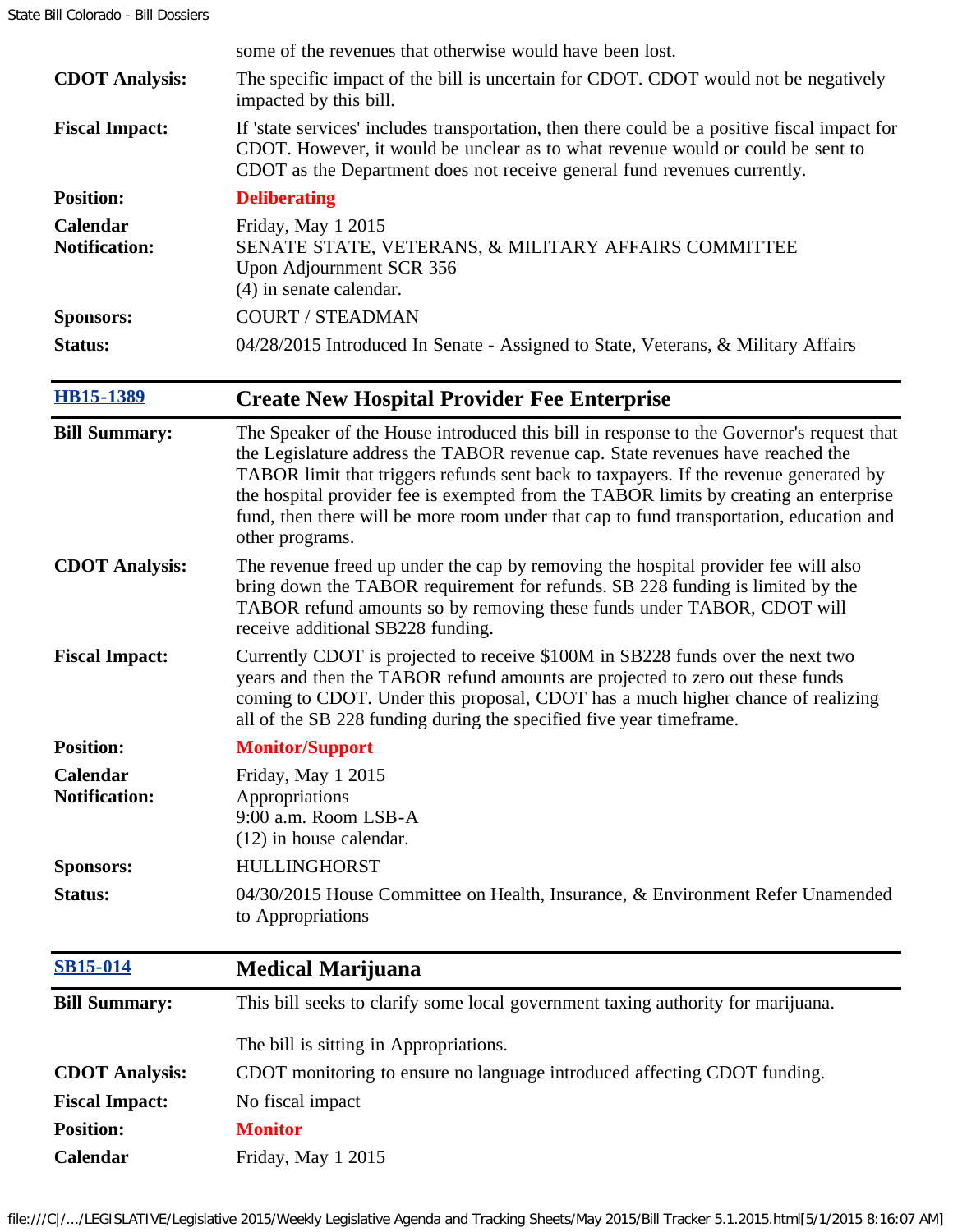| | |
|---|---|
| | some of the revenues that otherwise would have been lost. |
| **CDOT Analysis:** | The specific impact of the bill is uncertain for CDOT. CDOT would not be negatively impacted by this bill. |
| **Fiscal Impact:** | If 'state services' includes transportation, then there could be a positive fiscal impact for CDOT. However, it would be unclear as to what revenue would or could be sent to CDOT as the Department does not receive general fund revenues currently. |
| **Position:** | **Deliberating** |
| **Calendar Notification:** | Friday, May 1 2015<br>SENATE STATE, VETERANS, & MILITARY AFFAIRS COMMITTEE<br>Upon Adjournment SCR 356<br>(4) in senate calendar. |
| **Sponsors:** | COURT / STEADMAN |
| **Status:** | 04/28/2015 Introduced In Senate - Assigned to State, Veterans, & Military Affairs |

| [HB15-1389](#) | **Create New Hospital Provider Fee Enterprise** |
|---|---|
| **Bill Summary:** | The Speaker of the House introduced this bill in response to the Governor's request that the Legislature address the TABOR revenue cap. State revenues have reached the TABOR limit that triggers refunds sent back to taxpayers. If the revenue generated by the hospital provider fee is exempted from the TABOR limits by creating an enterprise fund, then there will be more room under that cap to fund transportation, education and other programs. |
| **CDOT Analysis:** | The revenue freed up under the cap by removing the hospital provider fee will also bring down the TABOR requirement for refunds. SB 228 funding is limited by the TABOR refund amounts so by removing these funds under TABOR, CDOT will receive additional SB228 funding. |
| **Fiscal Impact:** | Currently CDOT is projected to receive $100M in SB228 funds over the next two years and then the TABOR refund amounts are projected to zero out these funds coming to CDOT. Under this proposal, CDOT has a much higher chance of realizing all of the SB 228 funding during the specified five year timeframe. |
| **Position:** | **Monitor/Support** |
| **Calendar Notification:** | Friday, May 1 2015<br>Appropriations<br>9:00 a.m. Room LSB-A<br>(12) in house calendar. |
| **Sponsors:** | HULLINGHORST |
| **Status:** | 04/30/2015 House Committee on Health, Insurance, & Environment Refer Unamended to Appropriations |

| [SB15-014](#) | **Medical Marijuana** |
|---|---|
| **Bill Summary:** | This bill seeks to clarify some local government taxing authority for marijuana.<br><br>The bill is sitting in Appropriations. |
| **CDOT Analysis:** | CDOT monitoring to ensure no language introduced affecting CDOT funding. |
| **Fiscal Impact:** | No fiscal impact |
| **Position:** | **Monitor** |
| **Calendar** | Friday, May 1 2015 |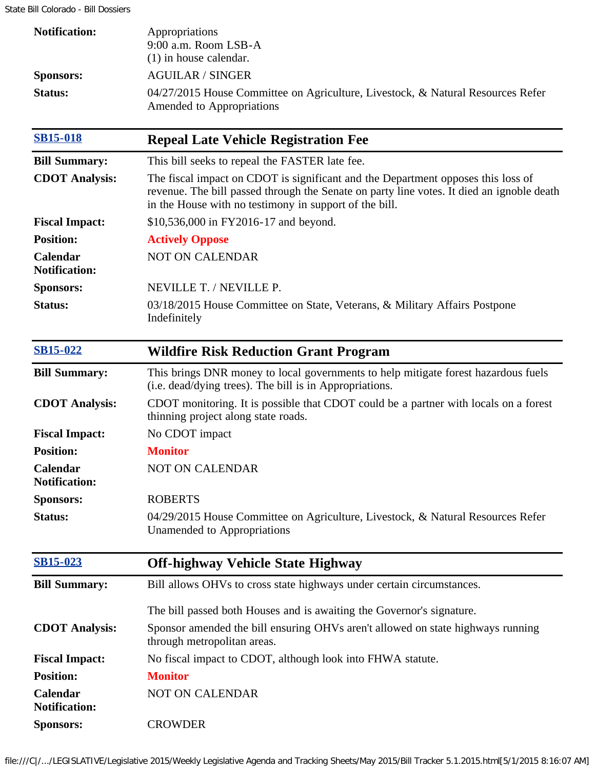| | |
|---|---|
| **Notification:** | Appropriations<br>9:00 a.m. Room LSB-A<br>(1) in house calendar. |
| **Sponsors:** | AGUILAR / SINGER |
| **Status:** | 04/27/2015 House Committee on Agriculture, Livestock, & Natural Resources Refer Amended to Appropriations |

## SB15-018 — Repeal Late Vehicle Registration Fee

| | |
|---|---|
| **Bill Summary:** | This bill seeks to repeal the FASTER late fee. |
| **CDOT Analysis:** | The fiscal impact on CDOT is significant and the Department opposes this loss of revenue. The bill passed through the Senate on party line votes. It died an ignoble death in the House with no testimony in support of the bill. |
| **Fiscal Impact:** | $10,536,000 in FY2016-17 and beyond. |
| **Position:** | **Actively Oppose** |
| **Calendar Notification:** | NOT ON CALENDAR |
| **Sponsors:** | NEVILLE T. / NEVILLE P. |
| **Status:** | 03/18/2015 House Committee on State, Veterans, & Military Affairs Postpone Indefinitely |

## SB15-022 — Wildfire Risk Reduction Grant Program

| | |
|---|---|
| **Bill Summary:** | This brings DNR money to local governments to help mitigate forest hazardous fuels (i.e. dead/dying trees). The bill is in Appropriations. |
| **CDOT Analysis:** | CDOT monitoring. It is possible that CDOT could be a partner with locals on a forest thinning project along state roads. |
| **Fiscal Impact:** | No CDOT impact |
| **Position:** | **Monitor** |
| **Calendar Notification:** | NOT ON CALENDAR |
| **Sponsors:** | ROBERTS |
| **Status:** | 04/29/2015 House Committee on Agriculture, Livestock, & Natural Resources Refer Unamended to Appropriations |

## SB15-023 — Off-highway Vehicle State Highway

| | |
|---|---|
| **Bill Summary:** | Bill allows OHVs to cross state highways under certain circumstances.<br><br>The bill passed both Houses and is awaiting the Governor's signature. |
| **CDOT Analysis:** | Sponsor amended the bill ensuring OHVs aren't allowed on state highways running through metropolitan areas. |
| **Fiscal Impact:** | No fiscal impact to CDOT, although look into FHWA statute. |
| **Position:** | **Monitor** |
| **Calendar Notification:** | NOT ON CALENDAR |
| **Sponsors:** | CROWDER |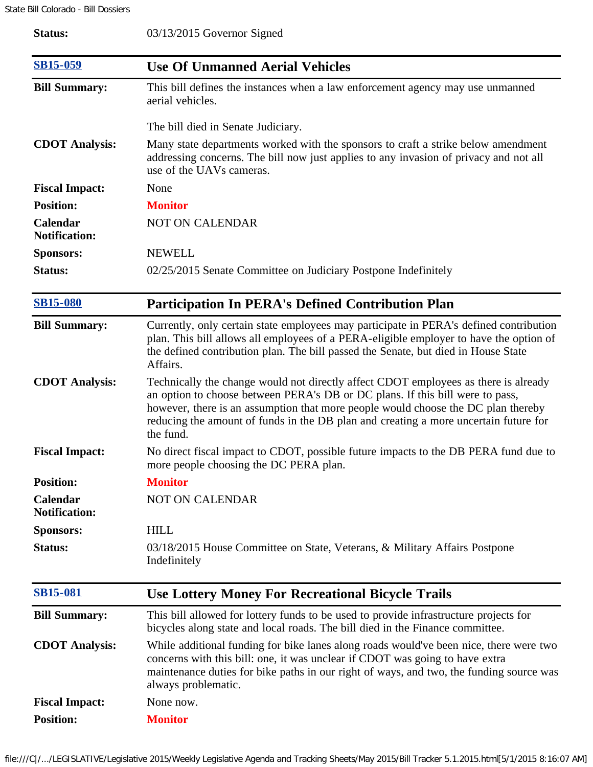**Status:** 03/13/2015 Governor Signed

| [SB15-059](#) | **Use Of Unmanned Aerial Vehicles** |
|---|---|
| **Bill Summary:** | This bill defines the instances when a law enforcement agency may use unmanned aerial vehicles.<br><br>The bill died in Senate Judiciary. |
| **CDOT Analysis:** | Many state departments worked with the sponsors to craft a strike below amendment addressing concerns. The bill now just applies to any invasion of privacy and not all use of the UAVs cameras. |
| **Fiscal Impact:** | None |
| **Position:** | **Monitor** |
| **Calendar Notification:** | NOT ON CALENDAR |
| **Sponsors:** | NEWELL |
| **Status:** | 02/25/2015 Senate Committee on Judiciary Postpone Indefinitely |

| [SB15-080](#) | **Participation In PERA's Defined Contribution Plan** |
|---|---|
| **Bill Summary:** | Currently, only certain state employees may participate in PERA's defined contribution plan. This bill allows all employees of a PERA-eligible employer to have the option of the defined contribution plan. The bill passed the Senate, but died in House State Affairs. |
| **CDOT Analysis:** | Technically the change would not directly affect CDOT employees as there is already an option to choose between PERA's DB or DC plans. If this bill were to pass, however, there is an assumption that more people would choose the DC plan thereby reducing the amount of funds in the DB plan and creating a more uncertain future for the fund. |
| **Fiscal Impact:** | No direct fiscal impact to CDOT, possible future impacts to the DB PERA fund due to more people choosing the DC PERA plan. |
| **Position:** | **Monitor** |
| **Calendar Notification:** | NOT ON CALENDAR |
| **Sponsors:** | HILL |
| **Status:** | 03/18/2015 House Committee on State, Veterans, & Military Affairs Postpone Indefinitely |

| [SB15-081](#) | **Use Lottery Money For Recreational Bicycle Trails** |
|---|---|
| **Bill Summary:** | This bill allowed for lottery funds to be used to provide infrastructure projects for bicycles along state and local roads. The bill died in the Finance committee. |
| **CDOT Analysis:** | While additional funding for bike lanes along roads would've been nice, there were two concerns with this bill: one, it was unclear if CDOT was going to have extra maintenance duties for bike paths in our right of ways, and two, the funding source was always problematic. |
| **Fiscal Impact:** | None now. |
| **Position:** | **Monitor** |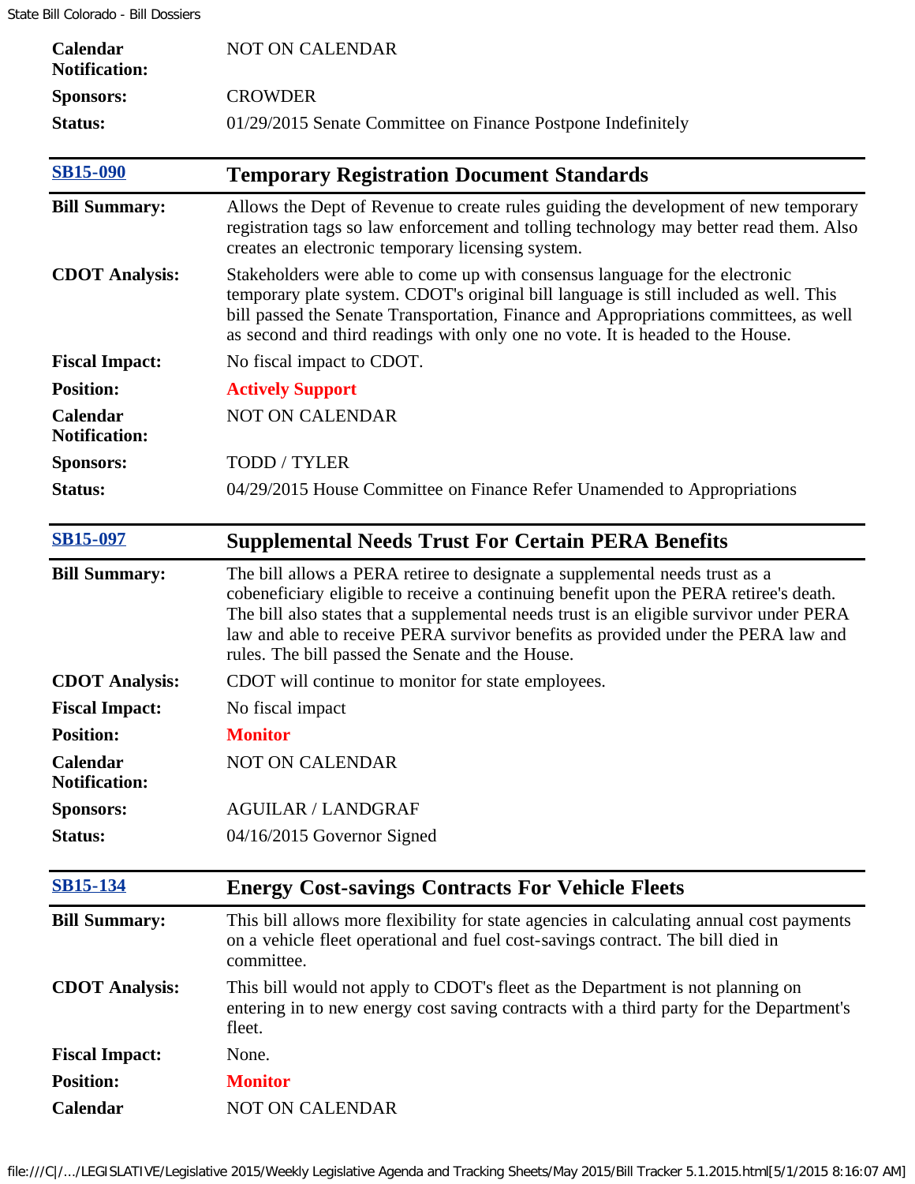| | |
|---|---|
| **Calendar Notification:** | NOT ON CALENDAR |
| **Sponsors:** | CROWDER |
| **Status:** | 01/29/2015 Senate Committee on Finance Postpone Indefinitely |

| [SB15-090](SB15-090) | **Temporary Registration Document Standards** |
|---|---|
| **Bill Summary:** | Allows the Dept of Revenue to create rules guiding the development of new temporary registration tags so law enforcement and tolling technology may better read them. Also creates an electronic temporary licensing system. |
| **CDOT Analysis:** | Stakeholders were able to come up with consensus language for the electronic temporary plate system. CDOT's original bill language is still included as well. This bill passed the Senate Transportation, Finance and Appropriations committees, as well as second and third readings with only one no vote. It is headed to the House. |
| **Fiscal Impact:** | No fiscal impact to CDOT. |
| **Position:** | **Actively Support** |
| **Calendar Notification:** | NOT ON CALENDAR |
| **Sponsors:** | TODD / TYLER |
| **Status:** | 04/29/2015 House Committee on Finance Refer Unamended to Appropriations |

| [SB15-097](SB15-097) | **Supplemental Needs Trust For Certain PERA Benefits** |
|---|---|
| **Bill Summary:** | The bill allows a PERA retiree to designate a supplemental needs trust as a cobeneficiary eligible to receive a continuing benefit upon the PERA retiree's death. The bill also states that a supplemental needs trust is an eligible survivor under PERA law and able to receive PERA survivor benefits as provided under the PERA law and rules. The bill passed the Senate and the House. |
| **CDOT Analysis:** | CDOT will continue to monitor for state employees. |
| **Fiscal Impact:** | No fiscal impact |
| **Position:** | **Monitor** |
| **Calendar Notification:** | NOT ON CALENDAR |
| **Sponsors:** | AGUILAR / LANDGRAF |
| **Status:** | 04/16/2015 Governor Signed |

| [SB15-134](SB15-134) | **Energy Cost-savings Contracts For Vehicle Fleets** |
|---|---|
| **Bill Summary:** | This bill allows more flexibility for state agencies in calculating annual cost payments on a vehicle fleet operational and fuel cost-savings contract. The bill died in committee. |
| **CDOT Analysis:** | This bill would not apply to CDOT's fleet as the Department is not planning on entering in to new energy cost saving contracts with a third party for the Department's fleet. |
| **Fiscal Impact:** | None. |
| **Position:** | **Monitor** |
| **Calendar** | NOT ON CALENDAR |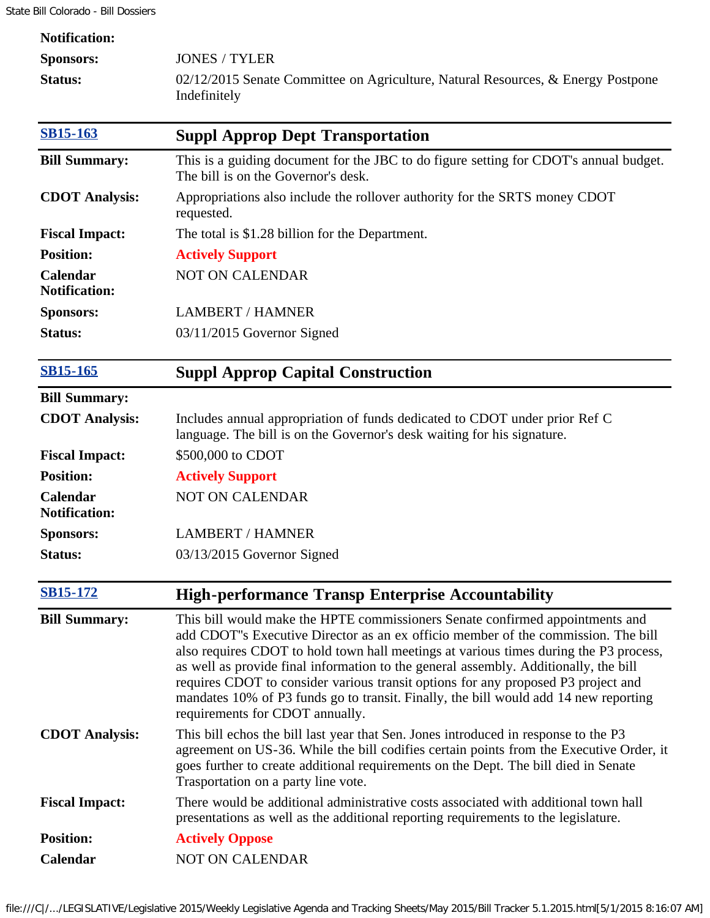| | |
|---|---|
| **Notification:** | |
| **Sponsors:** | JONES / TYLER |
| **Status:** | 02/12/2015 Senate Committee on Agriculture, Natural Resources, & Energy Postpone Indefinitely |

| [SB15-163](#) | **Suppl Approp Dept Transportation** |
|---|---|
| **Bill Summary:** | This is a guiding document for the JBC to do figure setting for CDOT's annual budget. The bill is on the Governor's desk. |
| **CDOT Analysis:** | Appropriations also include the rollover authority for the SRTS money CDOT requested. |
| **Fiscal Impact:** | The total is $1.28 billion for the Department. |
| **Position:** | **Actively Support** |
| **Calendar Notification:** | NOT ON CALENDAR |
| **Sponsors:** | LAMBERT / HAMNER |
| **Status:** | 03/11/2015 Governor Signed |

| [SB15-165](#) | **Suppl Approp Capital Construction** |
|---|---|
| **Bill Summary:** | |
| **CDOT Analysis:** | Includes annual appropriation of funds dedicated to CDOT under prior Ref C language. The bill is on the Governor's desk waiting for his signature. |
| **Fiscal Impact:** | $500,000 to CDOT |
| **Position:** | **Actively Support** |
| **Calendar Notification:** | NOT ON CALENDAR |
| **Sponsors:** | LAMBERT / HAMNER |
| **Status:** | 03/13/2015 Governor Signed |

| [SB15-172](#) | **High-performance Transp Enterprise Accountability** |
|---|---|
| **Bill Summary:** | This bill would make the HPTE commissioners Senate confirmed appointments and add CDOT"s Executive Director as an ex officio member of the commission. The bill also requires CDOT to hold town hall meetings at various times during the P3 process, as well as provide final information to the general assembly. Additionally, the bill requires CDOT to consider various transit options for any proposed P3 project and mandates 10% of P3 funds go to transit. Finally, the bill would add 14 new reporting requirements for CDOT annually. |
| **CDOT Analysis:** | This bill echos the bill last year that Sen. Jones introduced in response to the P3 agreement on US-36. While the bill codifies certain points from the Executive Order, it goes further to create additional requirements on the Dept. The bill died in Senate Trasportation on a party line vote. |
| **Fiscal Impact:** | There would be additional administrative costs associated with additional town hall presentations as well as the additional reporting requirements to the legislature. |
| **Position:** | **Actively Oppose** |
| **Calendar** | NOT ON CALENDAR |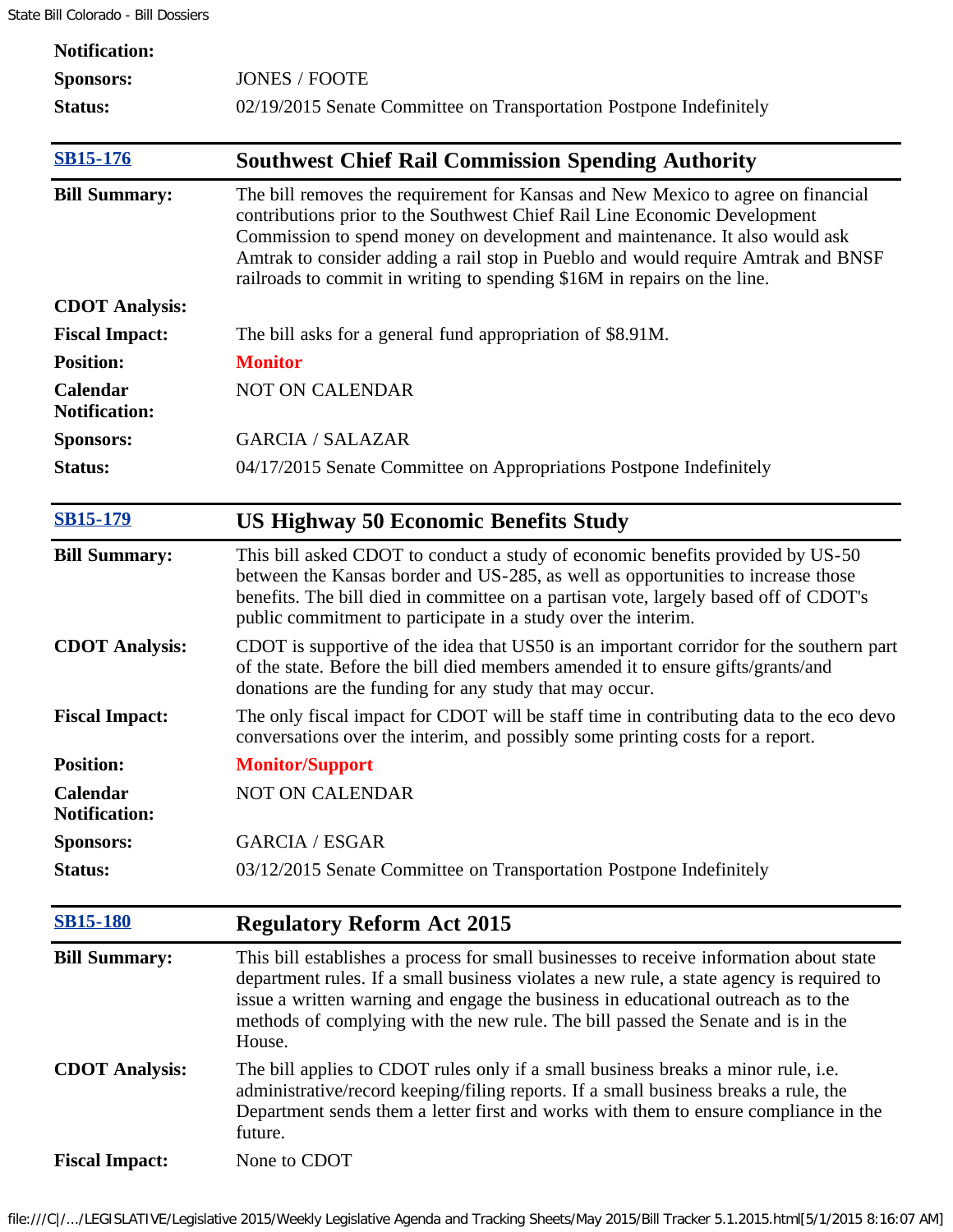| | |
|---|---|
| **Notification:** | |
| **Sponsors:** | JONES / FOOTE |
| **Status:** | 02/19/2015 Senate Committee on Transportation Postpone Indefinitely |

| **SB15-176** | **Southwest Chief Rail Commission Spending Authority** |
|---|---|
| **Bill Summary:** | The bill removes the requirement for Kansas and New Mexico to agree on financial contributions prior to the Southwest Chief Rail Line Economic Development Commission to spend money on development and maintenance. It also would ask Amtrak to consider adding a rail stop in Pueblo and would require Amtrak and BNSF railroads to commit in writing to spending $16M in repairs on the line. |
| **CDOT Analysis:** | |
| **Fiscal Impact:** | The bill asks for a general fund appropriation of $8.91M. |
| **Position:** | **Monitor** |
| **Calendar Notification:** | NOT ON CALENDAR |
| **Sponsors:** | GARCIA / SALAZAR |
| **Status:** | 04/17/2015 Senate Committee on Appropriations Postpone Indefinitely |

| **SB15-179** | **US Highway 50 Economic Benefits Study** |
|---|---|
| **Bill Summary:** | This bill asked CDOT to conduct a study of economic benefits provided by US-50 between the Kansas border and US-285, as well as opportunities to increase those benefits. The bill died in committee on a partisan vote, largely based off of CDOT's public commitment to participate in a study over the interim. |
| **CDOT Analysis:** | CDOT is supportive of the idea that US50 is an important corridor for the southern part of the state. Before the bill died members amended it to ensure gifts/grants/and donations are the funding for any study that may occur. |
| **Fiscal Impact:** | The only fiscal impact for CDOT will be staff time in contributing data to the eco devo conversations over the interim, and possibly some printing costs for a report. |
| **Position:** | **Monitor/Support** |
| **Calendar Notification:** | NOT ON CALENDAR |
| **Sponsors:** | GARCIA / ESGAR |
| **Status:** | 03/12/2015 Senate Committee on Transportation Postpone Indefinitely |

| **SB15-180** | **Regulatory Reform Act 2015** |
|---|---|
| **Bill Summary:** | This bill establishes a process for small businesses to receive information about state department rules. If a small business violates a new rule, a state agency is required to issue a written warning and engage the business in educational outreach as to the methods of complying with the new rule. The bill passed the Senate and is in the House. |
| **CDOT Analysis:** | The bill applies to CDOT rules only if a small business breaks a minor rule, i.e. administrative/record keeping/filing reports. If a small business breaks a rule, the Department sends them a letter first and works with them to ensure compliance in the future. |
| **Fiscal Impact:** | None to CDOT |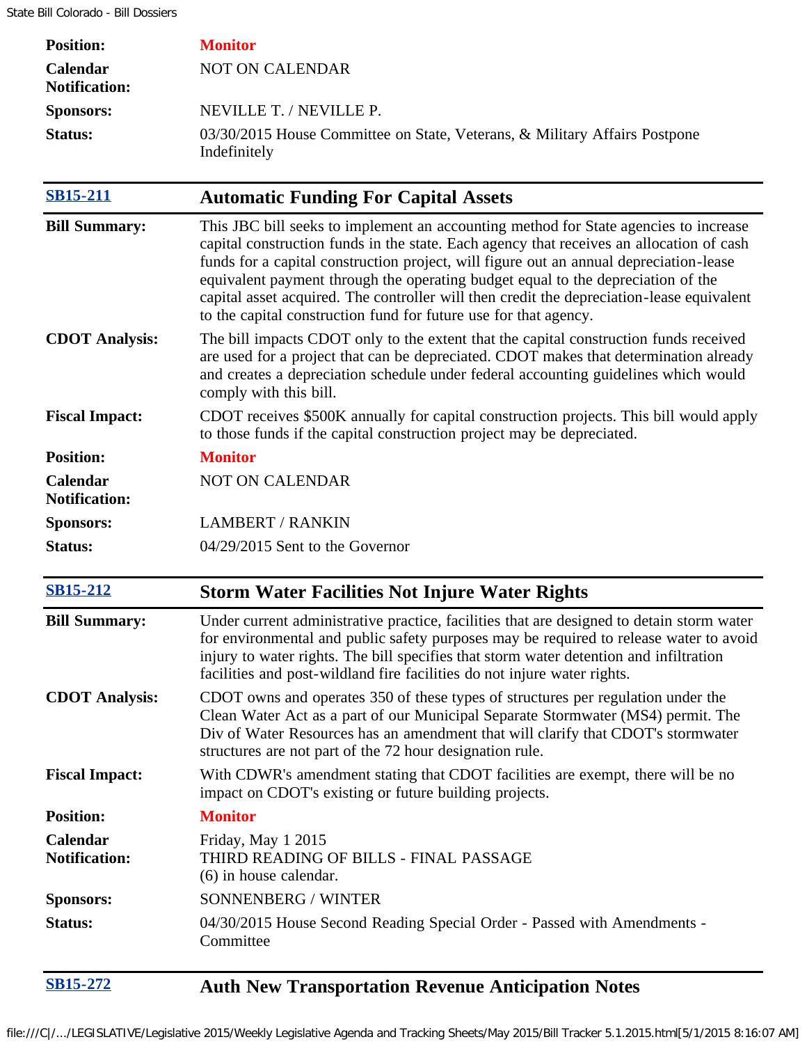| | |
|---|---|
| **Position:** | **Monitor** |
| **Calendar Notification:** | NOT ON CALENDAR |
| **Sponsors:** | NEVILLE T. / NEVILLE P. |
| **Status:** | 03/30/2015 House Committee on State, Veterans, & Military Affairs Postpone Indefinitely |

| [SB15-211](#) | **Automatic Funding For Capital Assets** |
|---|---|
| **Bill Summary:** | This JBC bill seeks to implement an accounting method for State agencies to increase capital construction funds in the state. Each agency that receives an allocation of cash funds for a capital construction project, will figure out an annual depreciation-lease equivalent payment through the operating budget equal to the depreciation of the capital asset acquired. The controller will then credit the depreciation-lease equivalent to the capital construction fund for future use for that agency. |
| **CDOT Analysis:** | The bill impacts CDOT only to the extent that the capital construction funds received are used for a project that can be depreciated. CDOT makes that determination already and creates a depreciation schedule under federal accounting guidelines which would comply with this bill. |
| **Fiscal Impact:** | CDOT receives $500K annually for capital construction projects. This bill would apply to those funds if the capital construction project may be depreciated. |
| **Position:** | **Monitor** |
| **Calendar Notification:** | NOT ON CALENDAR |
| **Sponsors:** | LAMBERT / RANKIN |
| **Status:** | 04/29/2015 Sent to the Governor |

| [SB15-212](#) | **Storm Water Facilities Not Injure Water Rights** |
|---|---|
| **Bill Summary:** | Under current administrative practice, facilities that are designed to detain storm water for environmental and public safety purposes may be required to release water to avoid injury to water rights. The bill specifies that storm water detention and infiltration facilities and post-wildland fire facilities do not injure water rights. |
| **CDOT Analysis:** | CDOT owns and operates 350 of these types of structures per regulation under the Clean Water Act as a part of our Municipal Separate Stormwater (MS4) permit. The Div of Water Resources has an amendment that will clarify that CDOT's stormwater structures are not part of the 72 hour designation rule. |
| **Fiscal Impact:** | With CDWR's amendment stating that CDOT facilities are exempt, there will be no impact on CDOT's existing or future building projects. |
| **Position:** | **Monitor** |
| **Calendar Notification:** | Friday, May 1 2015<br>THIRD READING OF BILLS - FINAL PASSAGE<br>(6) in house calendar. |
| **Sponsors:** | SONNENBERG / WINTER |
| **Status:** | 04/30/2015 House Second Reading Special Order - Passed with Amendments - Committee |

| [SB15-272](#) | **Auth New Transportation Revenue Anticipation Notes** |
|---|---|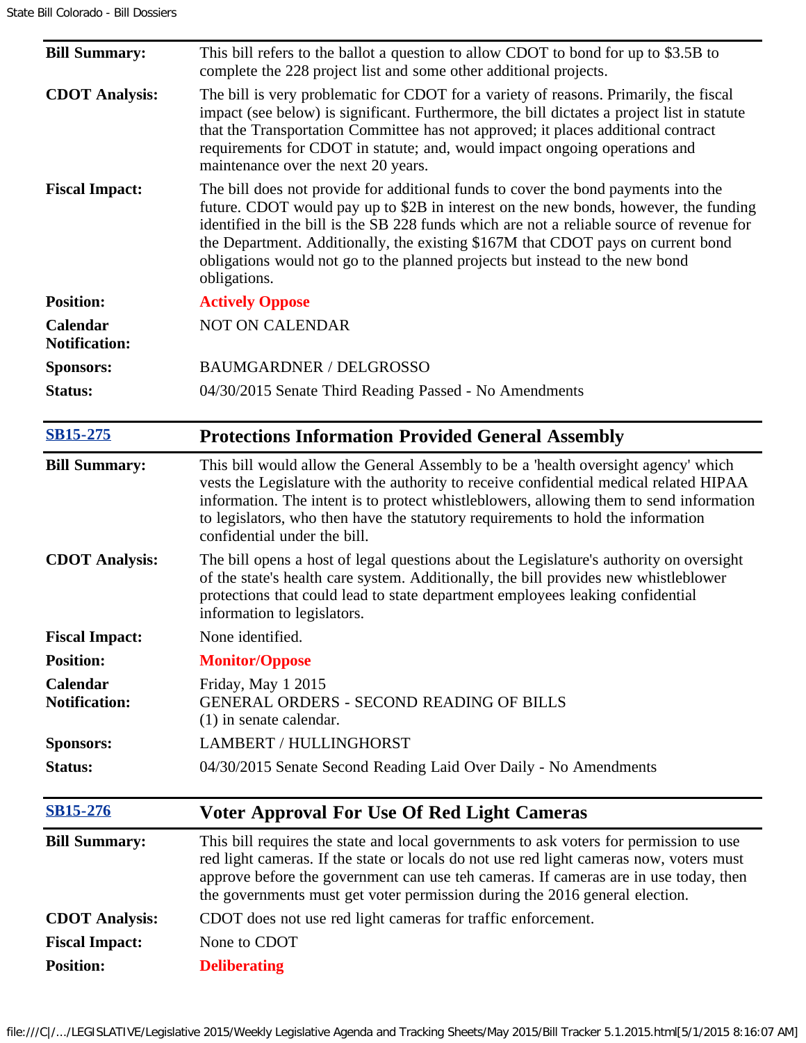| | |
|---|---|
| **Bill Summary:** | This bill refers to the ballot a question to allow CDOT to bond for up to $3.5B to complete the 228 project list and some other additional projects. |
| **CDOT Analysis:** | The bill is very problematic for CDOT for a variety of reasons. Primarily, the fiscal impact (see below) is significant. Furthermore, the bill dictates a project list in statute that the Transportation Committee has not approved; it places additional contract requirements for CDOT in statute; and, would impact ongoing operations and maintenance over the next 20 years. |
| **Fiscal Impact:** | The bill does not provide for additional funds to cover the bond payments into the future. CDOT would pay up to $2B in interest on the new bonds, however, the funding identified in the bill is the SB 228 funds which are not a reliable source of revenue for the Department. Additionally, the existing $167M that CDOT pays on current bond obligations would not go to the planned projects but instead to the new bond obligations. |
| **Position:** | **Actively Oppose** |
| **Calendar Notification:** | NOT ON CALENDAR |
| **Sponsors:** | BAUMGARDNER / DELGROSSO |
| **Status:** | 04/30/2015 Senate Third Reading Passed - No Amendments |

| SB15-275 | Protections Information Provided General Assembly |
|---|---|
| **Bill Summary:** | This bill would allow the General Assembly to be a 'health oversight agency' which vests the Legislature with the authority to receive confidential medical related HIPAA information. The intent is to protect whistleblowers, allowing them to send information to legislators, who then have the statutory requirements to hold the information confidential under the bill. |
| **CDOT Analysis:** | The bill opens a host of legal questions about the Legislature's authority on oversight of the state's health care system. Additionally, the bill provides new whistleblower protections that could lead to state department employees leaking confidential information to legislators. |
| **Fiscal Impact:** | None identified. |
| **Position:** | **Monitor/Oppose** |
| **Calendar Notification:** | Friday, May 1 2015<br>GENERAL ORDERS - SECOND READING OF BILLS<br>(1) in senate calendar. |
| **Sponsors:** | LAMBERT / HULLINGHORST |
| **Status:** | 04/30/2015 Senate Second Reading Laid Over Daily - No Amendments |

| SB15-276 | Voter Approval For Use Of Red Light Cameras |
|---|---|
| **Bill Summary:** | This bill requires the state and local governments to ask voters for permission to use red light cameras. If the state or locals do not use red light cameras now, voters must approve before the government can use teh cameras. If cameras are in use today, then the governments must get voter permission during the 2016 general election. |
| **CDOT Analysis:** | CDOT does not use red light cameras for traffic enforcement. |
| **Fiscal Impact:** | None to CDOT |
| **Position:** | **Deliberating** |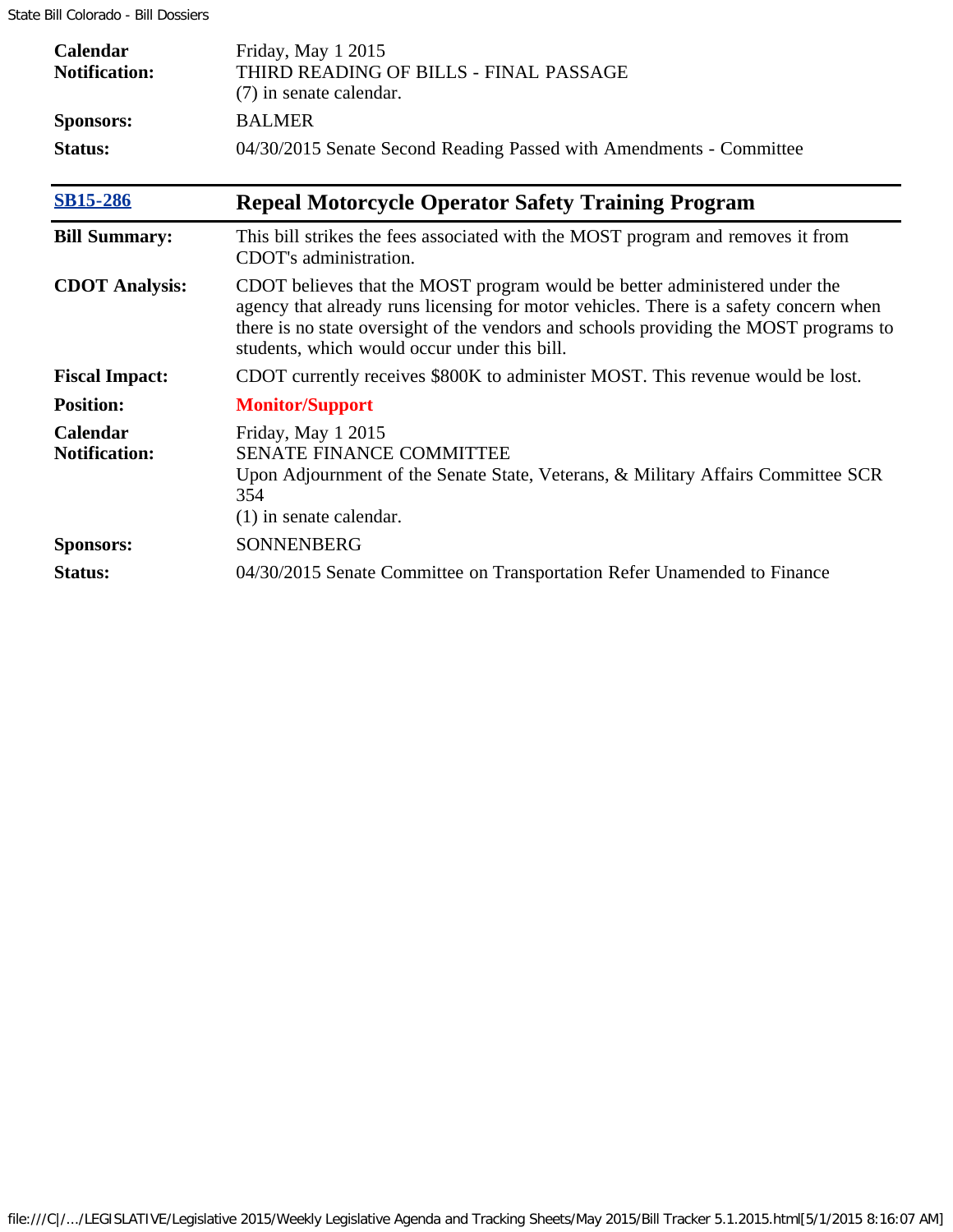| | |
|---|---|
| **Calendar Notification:** | Friday, May 1 2015<br>THIRD READING OF BILLS - FINAL PASSAGE<br>(7) in senate calendar. |
| **Sponsors:** | BALMER |
| **Status:** | 04/30/2015 Senate Second Reading Passed with Amendments - Committee |

| [SB15-286](#) | **Repeal Motorcycle Operator Safety Training Program** |
|---|---|
| **Bill Summary:** | This bill strikes the fees associated with the MOST program and removes it from CDOT's administration. |
| **CDOT Analysis:** | CDOT believes that the MOST program would be better administered under the agency that already runs licensing for motor vehicles. There is a safety concern when there is no state oversight of the vendors and schools providing the MOST programs to students, which would occur under this bill. |
| **Fiscal Impact:** | CDOT currently receives $800K to administer MOST. This revenue would be lost. |
| **Position:** | **Monitor/Support** |
| **Calendar Notification:** | Friday, May 1 2015<br>SENATE FINANCE COMMITTEE<br>Upon Adjournment of the Senate State, Veterans, & Military Affairs Committee SCR 354<br>(1) in senate calendar. |
| **Sponsors:** | SONNENBERG |
| **Status:** | 04/30/2015 Senate Committee on Transportation Refer Unamended to Finance |